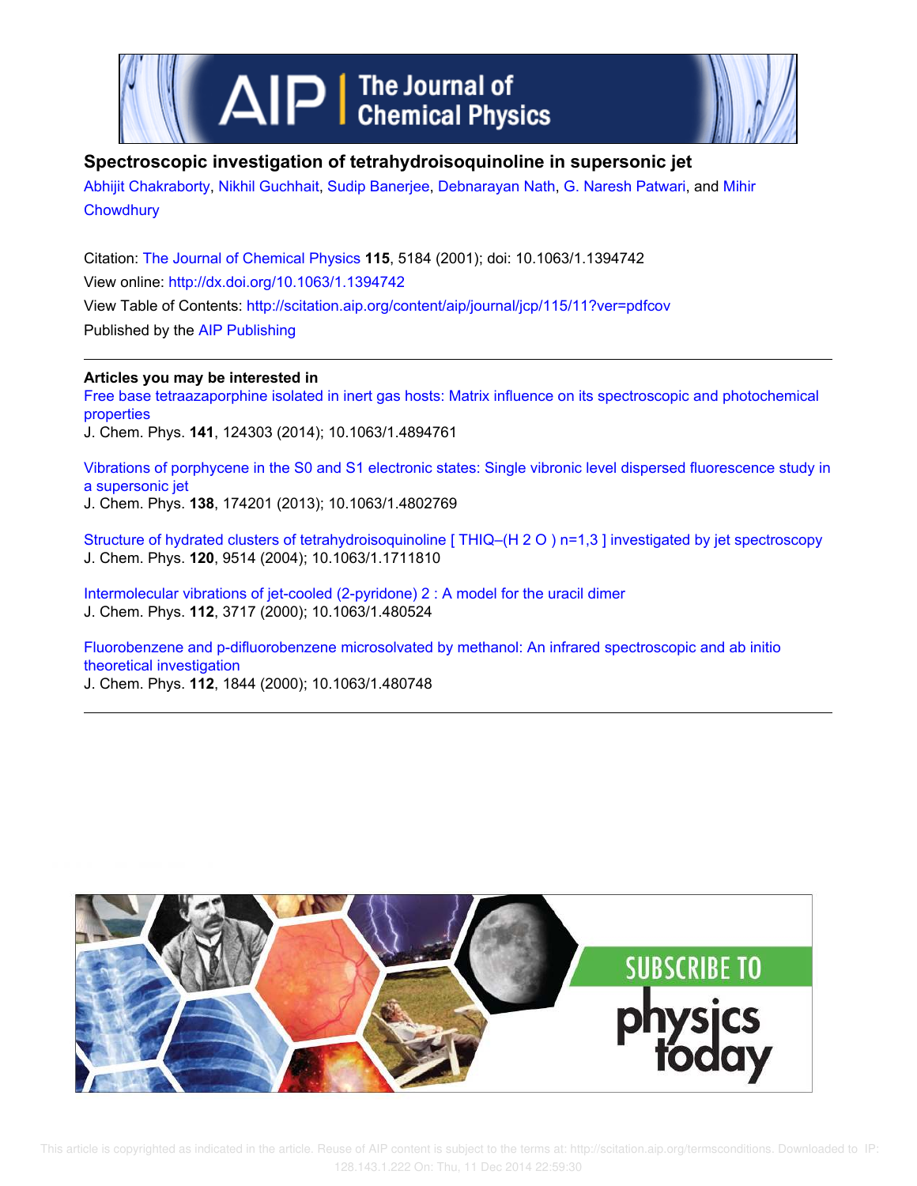# Spectroscopic investigation of tetrahydroisoquinoline in supersonic jet

Abhijit Chakraborty, Nikhil Guchhait, Sudip Banerjee, Debnarayan Nath, G. Naresh Patwari, and Mihir Chowdhury

Citation: The Journal of Chemical Physics **115**, 5184 (2001); doi: 10.1063/1.1394742

View online: http://dx.doi.org/10.1063/1.1394742

View Table of Contents: http://scitation.aip.org/content/aip/journal/jcp/115/11?ver=pdfcov

Published by the AIP Publishing

**Articles you may be interested in**

Free base tetraazaporphine isolated in inert gas hosts: Matrix influence on its spectroscopic and photochemical properties
J. Chem. Phys. **141**, 124303 (2014); 10.1063/1.4894761

Vibrations of porphycene in the S0 and S1 electronic states: Single vibronic level dispersed fluorescence study in a supersonic jet
J. Chem. Phys. **138**, 174201 (2013); 10.1063/1.4802769

Structure of hydrated clusters of tetrahydroisoquinoline [ THIQ–(H 2 O ) n=1,3 ] investigated by jet spectroscopy
J. Chem. Phys. **120**, 9514 (2004); 10.1063/1.1711810

Intermolecular vibrations of jet-cooled (2-pyridone) 2 : A model for the uracil dimer
J. Chem. Phys. **112**, 3717 (2000); 10.1063/1.480524

Fluorobenzene and p-difluorobenzene microsolvated by methanol: An infrared spectroscopic and ab initio theoretical investigation
J. Chem. Phys. **112**, 1844 (2000); 10.1063/1.480748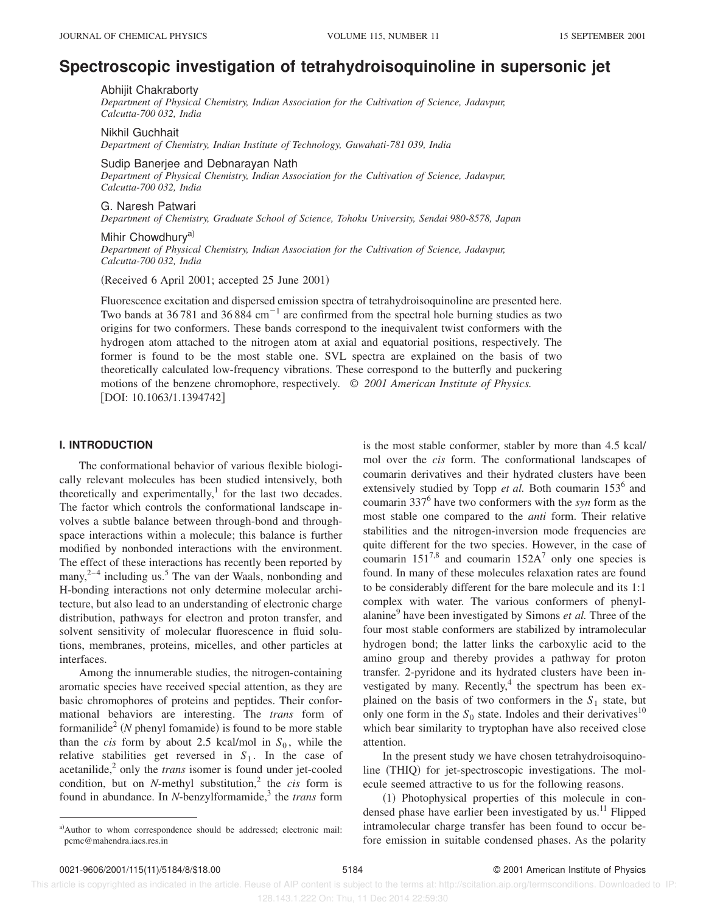# Spectroscopic investigation of tetrahydroisoquinoline in supersonic jet

Abhijit Chakraborty
*Department of Physical Chemistry, Indian Association for the Cultivation of Science, Jadavpur, Calcutta-700 032, India*

Nikhil Guchhait
*Department of Chemistry, Indian Institute of Technology, Guwahati-781 039, India*

Sudip Banerjee and Debnarayan Nath
*Department of Physical Chemistry, Indian Association for the Cultivation of Science, Jadavpur, Calcutta-700 032, India*

G. Naresh Patwari
*Department of Chemistry, Graduate School of Science, Tohoku University, Sendai 980-8578, Japan*

Mihir Chowdhury[a]
*Department of Physical Chemistry, Indian Association for the Cultivation of Science, Jadavpur, Calcutta-700 032, India*

(Received 6 April 2001; accepted 25 June 2001)

Fluorescence excitation and dispersed emission spectra of tetrahydroisoquinoline are presented here. Two bands at 36 781 and 36 884 $cm^{-1}$ are confirmed from the spectral hole burning studies as two origins for two conformers. These bands correspond to the inequivalent twist conformers with the hydrogen atom attached to the nitrogen atom at axial and equatorial positions, respectively. The former is found to be the most stable one. SVL spectra are explained on the basis of two theoretically calculated low-frequency vibrations. These correspond to the butterfly and puckering motions of the benzene chromophore, respectively. © *2001 American Institute of Physics.* [DOI: 10.1063/1.1394742]

## I. INTRODUCTION

The conformational behavior of various flexible biologically relevant molecules has been studied intensively, both theoretically and experimentally,[1] for the last two decades. The factor which controls the conformational landscape involves a subtle balance between through-bond and through-space interactions within a molecule; this balance is further modified by nonbonded interactions with the environment. The effect of these interactions has recently been reported by many,[2–4] including us.[5] The van der Waals, nonbonding and H-bonding interactions not only determine molecular architecture, but also lead to an understanding of electronic charge distribution, pathways for electron and proton transfer, and solvent sensitivity of molecular fluorescence in fluid solutions, membranes, proteins, micelles, and other particles at interfaces.

Among the innumerable studies, the nitrogen-containing aromatic species have received special attention, as they are basic chromophores of proteins and peptides. Their conformational behaviors are interesting. The *trans* form of formanilide[2] (*N* phenyl fomamide) is found to be more stable than the *cis* form by about 2.5 kcal/mol in $S_0$, while the relative stabilities get reversed in $S_1$. In the case of acetanilide,[2] only the *trans* isomer is found under jet-cooled condition, but on *N*-methyl substitution,[2] the *cis* form is found in abundance. In *N*-benzylformamide,[3] the *trans* form is the most stable conformer, stabler by more than 4.5 kcal/mol over the *cis* form. The conformational landscapes of coumarin derivatives and their hydrated clusters have been extensively studied by Topp *et al.* Both coumarin 153[6] and coumarin 337[6] have two conformers with the *syn* form as the most stable one compared to the *anti* form. Their relative stabilities and the nitrogen-inversion mode frequencies are quite different for the two species. However, in the case of coumarin 151[7,8] and coumarin 152A[7] only one species is found. In many of these molecules relaxation rates are found to be considerably different for the bare molecule and its 1:1 complex with water. The various conformers of phenylalanine[9] have been investigated by Simons *et al.* Three of the four most stable conformers are stabilized by intramolecular hydrogen bond; the latter links the carboxylic acid to the amino group and thereby provides a pathway for proton transfer. 2-pyridone and its hydrated clusters have been investigated by many. Recently,[4] the spectrum has been explained on the basis of two conformers in the $S_1$ state, but only one form in the $S_0$ state. Indoles and their derivatives[10] which bear similarity to tryptophan have also received close attention.

In the present study we have chosen tetrahydroisoquinoline (THIQ) for jet-spectroscopic investigations. The molecule seemed attractive to us for the following reasons.

(1) Photophysical properties of this molecule in condensed phase have earlier been investigated by us.[11] Flipped intramolecular charge transfer has been found to occur before emission in suitable condensed phases. As the polarity

[a]Author to whom correspondence should be addressed; electronic mail: pcmc@mahendra.iacs.res.in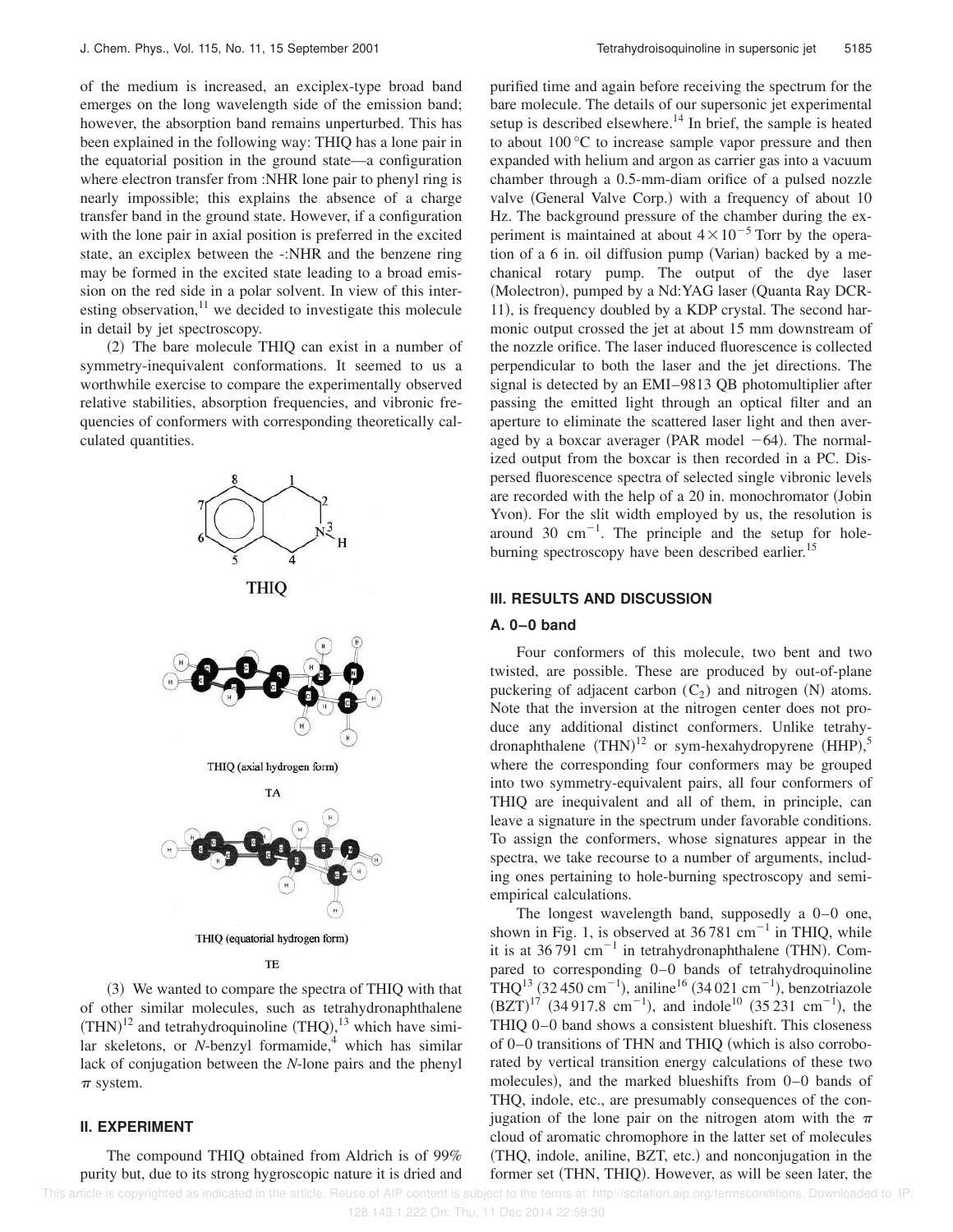of the medium is increased, an exciplex-type broad band emerges on the long wavelength side of the emission band; however, the absorption band remains unperturbed. This has been explained in the following way: THIQ has a lone pair in the equatorial position in the ground state—a configuration where electron transfer from :NHR lone pair to phenyl ring is nearly impossible; this explains the absence of a charge transfer band in the ground state. However, if a configuration with the lone pair in axial position is preferred in the excited state, an exciplex between the -:NHR and the benzene ring may be formed in the excited state leading to a broad emission on the red side in a polar solvent. In view of this interesting observation,[11] we decided to investigate this molecule in detail by jet spectroscopy.

(2) The bare molecule THIQ can exist in a number of symmetry-inequivalent conformations. It seemed to us a worthwhile exercise to compare the experimentally observed relative stabilities, absorption frequencies, and vibronic frequencies of conformers with corresponding theoretically calculated quantities.

THIQ

THIQ (axial hydrogen form)

TA

THIQ (equatorial hydrogen form)

TE

(3) We wanted to compare the spectra of THIQ with that of other similar molecules, such as tetrahydronaphthalene (THN)[12] and tetrahydroquinoline (THQ),[13] which have similar skeletons, or *N*-benzyl formamide,[4] which has similar lack of conjugation between the *N*-lone pairs and the phenyl $\pi$ system.

## II. EXPERIMENT

The compound THIQ obtained from Aldrich is of 99% purity but, due to its strong hygroscopic nature it is dried and purified time and again before receiving the spectrum for the bare molecule. The details of our supersonic jet experimental setup is described elsewhere.[14] In brief, the sample is heated to about 100 °C to increase sample vapor pressure and then expanded with helium and argon as carrier gas into a vacuum chamber through a 0.5-mm-diam orifice of a pulsed nozzle valve (General Valve Corp.) with a frequency of about 10 Hz. The background pressure of the chamber during the experiment is maintained at about $4\times10^{-5}$ Torr by the operation of a 6 in. oil diffusion pump (Varian) backed by a mechanical rotary pump. The output of the dye laser (Molectron), pumped by a Nd:YAG laser (Quanta Ray DCR-11), is frequency doubled by a KDP crystal. The second harmonic output crossed the jet at about 15 mm downstream of the nozzle orifice. The laser induced fluorescence is collected perpendicular to both the laser and the jet directions. The signal is detected by an EMI–9813 QB photomultiplier after passing the emitted light through an optical filter and an aperture to eliminate the scattered laser light and then averaged by a boxcar averager (PAR model −64). The normalized output from the boxcar is then recorded in a PC. Dispersed fluorescence spectra of selected single vibronic levels are recorded with the help of a 20 in. monochromator (Jobin Yvon). For the slit width employed by us, the resolution is around 30 $\text{cm}^{-1}$. The principle and the setup for hole-burning spectroscopy have been described earlier.[15]

## III. RESULTS AND DISCUSSION

### A. 0–0 band

Four conformers of this molecule, two bent and two twisted, are possible. These are produced by out-of-plane puckering of adjacent carbon ($C_2$) and nitrogen (N) atoms. Note that the inversion at the nitrogen center does not produce any additional distinct conformers. Unlike tetrahydronaphthalene (THN)[12] or sym-hexahydropyrene (HHP),[5] where the corresponding four conformers may be grouped into two symmetry-equivalent pairs, all four conformers of THIQ are inequivalent and all of them, in principle, can leave a signature in the spectrum under favorable conditions. To assign the conformers, whose signatures appear in the spectra, we take recourse to a number of arguments, including ones pertaining to hole-burning spectroscopy and semiempirical calculations.

The longest wavelength band, supposedly a 0–0 one, shown in Fig. 1, is observed at 36 781 $\text{cm}^{-1}$ in THIQ, while it is at 36 791 $\text{cm}^{-1}$ in tetrahydronaphthalene (THN). Compared to corresponding 0–0 bands of tetrahydroquinoline THQ[13] (32 450 $\text{cm}^{-1}$), aniline[16] (34 021 $\text{cm}^{-1}$), benzotriazole (BZT)[17] (34 917.8 $\text{cm}^{-1}$), and indole[10] (35 231 $\text{cm}^{-1}$), the THIQ 0–0 band shows a consistent blueshift. This closeness of 0–0 transitions of THN and THIQ (which is also corroborated by vertical transition energy calculations of these two molecules), and the marked blueshifts from 0–0 bands of THQ, indole, etc., are presumably consequences of the conjugation of the lone pair on the nitrogen atom with the $\pi$ cloud of aromatic chromophore in the latter set of molecules (THQ, indole, aniline, BZT, etc.) and nonconjugation in the former set (THN, THIQ). However, as will be seen later, the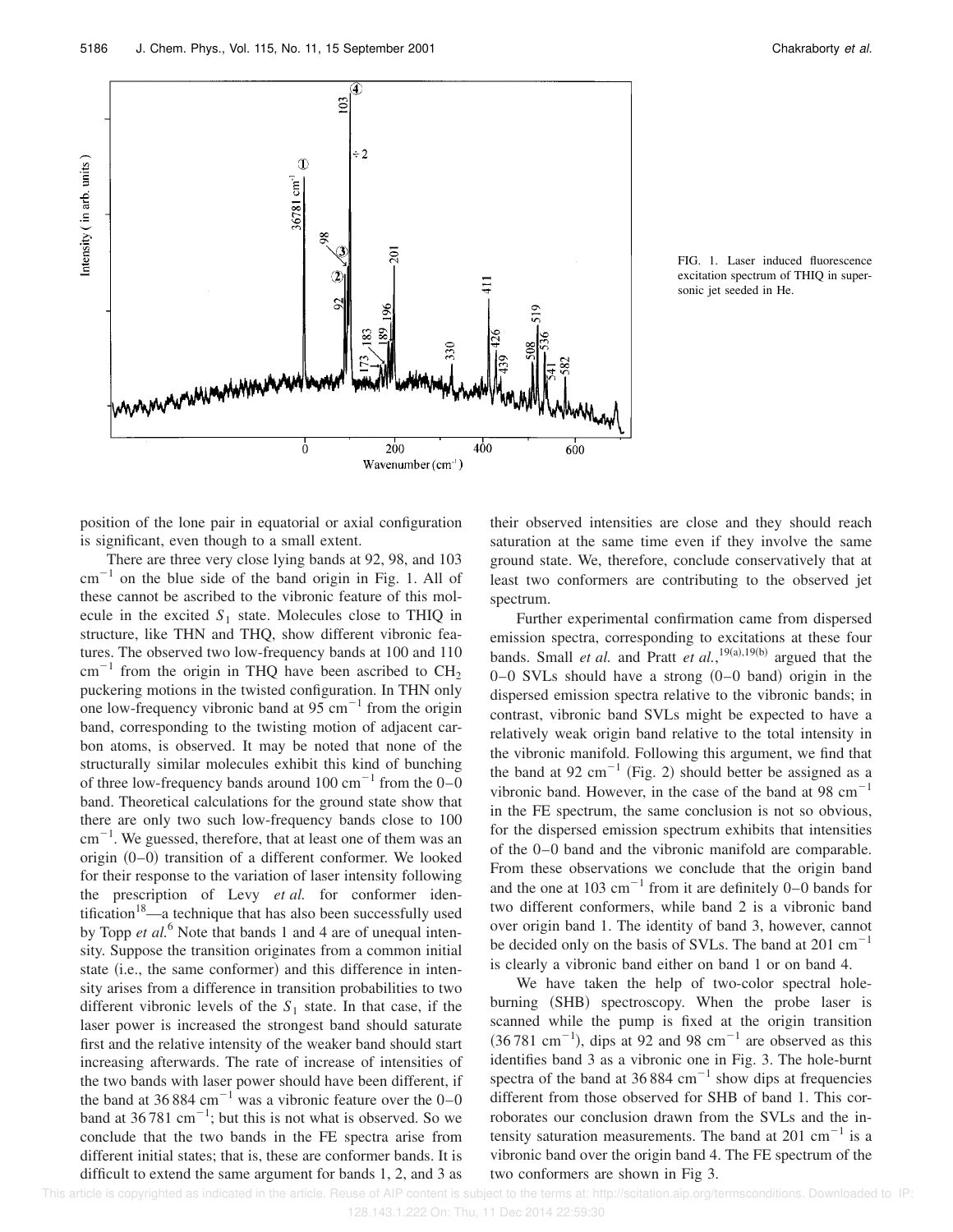FIG. 1. Laser induced fluorescence excitation spectrum of THIQ in supersonic jet seeded in He.

position of the lone pair in equatorial or axial configuration is significant, even though to a small extent.

There are three very close lying bands at 92, 98, and 103 $cm^{-1}$ on the blue side of the band origin in Fig. 1. All of these cannot be ascribed to the vibronic feature of this molecule in the excited $S_1$ state. Molecules close to THIQ in structure, like THN and THQ, show different vibronic features. The observed two low-frequency bands at 100 and 110 $cm^{-1}$ from the origin in THQ have been ascribed to $CH_2$ puckering motions in the twisted configuration. In THN only one low-frequency vibronic band at 95 $cm^{-1}$ from the origin band, corresponding to the twisting motion of adjacent carbon atoms, is observed. It may be noted that none of the structurally similar molecules exhibit this kind of bunching of three low-frequency bands around 100 $cm^{-1}$ from the 0–0 band. Theoretical calculations for the ground state show that there are only two such low-frequency bands close to 100 $cm^{-1}$. We guessed, therefore, that at least one of them was an origin (0–0) transition of a different conformer. We looked for their response to the variation of laser intensity following the prescription of Levy *et al.* for conformer identification[18]—a technique that has also been successfully used by Topp *et al.*[6] Note that bands 1 and 4 are of unequal intensity. Suppose the transition originates from a common initial state (i.e., the same conformer) and this difference in intensity arises from a difference in transition probabilities to two different vibronic levels of the $S_1$ state. In that case, if the laser power is increased the strongest band should saturate first and the relative intensity of the weaker band should start increasing afterwards. The rate of increase of intensities of the two bands with laser power should have been different, if the band at 36 884 $cm^{-1}$ was a vibronic feature over the 0–0 band at 36 781 $cm^{-1}$; but this is not what is observed. So we conclude that the two bands in the FE spectra arise from different initial states; that is, these are conformer bands. It is difficult to extend the same argument for bands 1, 2, and 3 as their observed intensities are close and they should reach saturation at the same time even if they involve the same ground state. We, therefore, conclude conservatively that at least two conformers are contributing to the observed jet spectrum.

Further experimental confirmation came from dispersed emission spectra, corresponding to excitations at these four bands. Small *et al.* and Pratt *et al.*,[19(a),19(b)] argued that the 0–0 SVLs should have a strong (0–0 band) origin in the dispersed emission spectra relative to the vibronic bands; in contrast, vibronic band SVLs might be expected to have a relatively weak origin band relative to the total intensity in the vibronic manifold. Following this argument, we find that the band at 92 $cm^{-1}$ (Fig. 2) should better be assigned as a vibronic band. However, in the case of the band at 98 $cm^{-1}$ in the FE spectrum, the same conclusion is not so obvious, for the dispersed emission spectrum exhibits that intensities of the 0–0 band and the vibronic manifold are comparable. From these observations we conclude that the origin band and the one at 103 $cm^{-1}$ from it are definitely 0–0 bands for two different conformers, while band 2 is a vibronic band over origin band 1. The identity of band 3, however, cannot be decided only on the basis of SVLs. The band at 201 $cm^{-1}$ is clearly a vibronic band either on band 1 or on band 4.

We have taken the help of two-color spectral hole-burning (SHB) spectroscopy. When the probe laser is scanned while the pump is fixed at the origin transition (36 781 $cm^{-1}$), dips at 92 and 98 $cm^{-1}$ are observed as this identifies band 3 as a vibronic one in Fig. 3. The hole-burnt spectra of the band at 36 884 $cm^{-1}$ show dips at frequencies different from those observed for SHB of band 1. This corroborates our conclusion drawn from the SVLs and the intensity saturation measurements. The band at 201 $cm^{-1}$ is a vibronic band over the band 4. The FE spectrum of the two conformers are shown in Fig 3.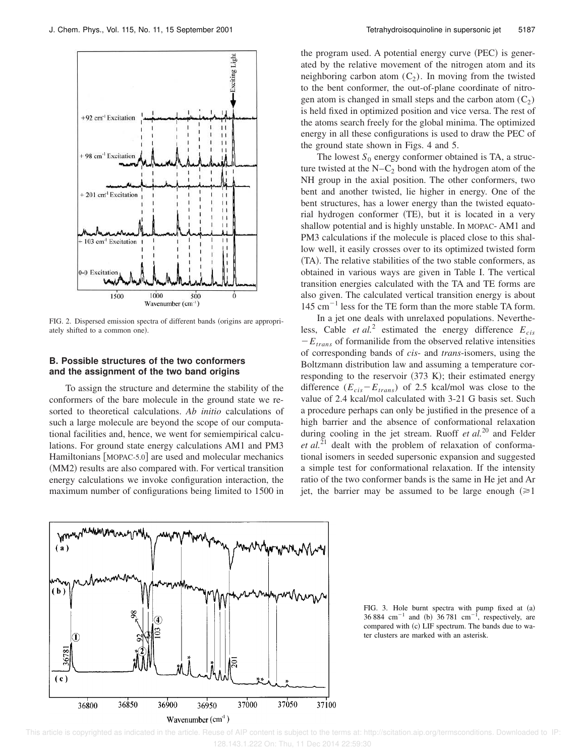FIG. 2. Dispersed emission spectra of different bands (origins are appropriately shifted to a common one).

### B. Possible structures of the two conformers and the assignment of the two band origins

To assign the structure and determine the stability of the conformers of the bare molecule in the ground state we resorted to theoretical calculations. *Ab initio* calculations of such a large molecule are beyond the scope of our computational facilities and, hence, we went for semiempirical calculations. For ground state energy calculations AM1 and PM3 Hamiltonians [MOPAC-5.0] are used and molecular mechanics (MM2) results are also compared with. For vertical transition energy calculations we invoke configuration interaction, the maximum number of configurations being limited to 1500 in the program used. A potential energy curve (PEC) is generated by the relative movement of the nitrogen atom and its neighboring carbon atom ($C_2$). In moving from the twisted to the bent conformer, the out-of-plane coordinate of nitrogen atom is changed in small steps and the carbon atom ($C_2$) is held fixed in optimized position and vice versa. The rest of the atoms search freely for the global minima. The optimized energy in all these configurations is used to draw the PEC of the ground state shown in Figs. 4 and 5.

The lowest $S_0$ energy conformer obtained is TA, a structure twisted at the N–$C_2$ bond with the hydrogen atom of the NH group in the axial position. The other conformers, two bent and another twisted, lie higher in energy. One of the bent structures, has a lower energy than the twisted equatorial hydrogen conformer (TE), but it is located in a very shallow potential and is highly unstable. In MOPAC- AM1 and PM3 calculations if the molecule is placed close to this shallow well, it easily crosses over to its optimized twisted form (TA). The relative stabilities of the two stable conformers, as obtained in various ways are given in Table I. The vertical transition energies calculated with the TA and TE forms are also given. The calculated vertical transition energy is about 145 $cm^{-1}$ less for the TE form than the more stable TA form.

In a jet one deals with unrelaxed populations. Nevertheless, Cable *et al.*[2] estimated the energy difference $E_{cis} - E_{trans}$ of formanilide from the observed relative intensities of corresponding bands of *cis*- and *trans*-isomers, using the Boltzmann distribution law and assuming a temperature corresponding to the reservoir (373 K); their estimated energy difference ($E_{cis} - E_{trans}$) of 2.5 kcal/mol was close to the value of 2.4 kcal/mol calculated with 3-21 G basis set. Such a procedure perhaps can only be justified in the presence of a high barrier and the absence of conformational relaxation during cooling in the jet stream. Ruoff *et al.*[20] and Felder *et al.*[21] dealt with the problem of relaxation of conformational isomers in seeded supersonic expansion and suggested a simple test for conformational relaxation. If the intensity ratio of the two conformer bands is the same in He jet and Ar jet, the barrier may be assumed to be large enough ($\geqslant 1$

FIG. 3. Hole burnt spectra with pump fixed at (a) 36 884 $cm^{-1}$ and (b) 36 781 $cm^{-1}$, respectively, are compared with (c) LIF spectrum. The bands due to water clusters are marked with an asterisk.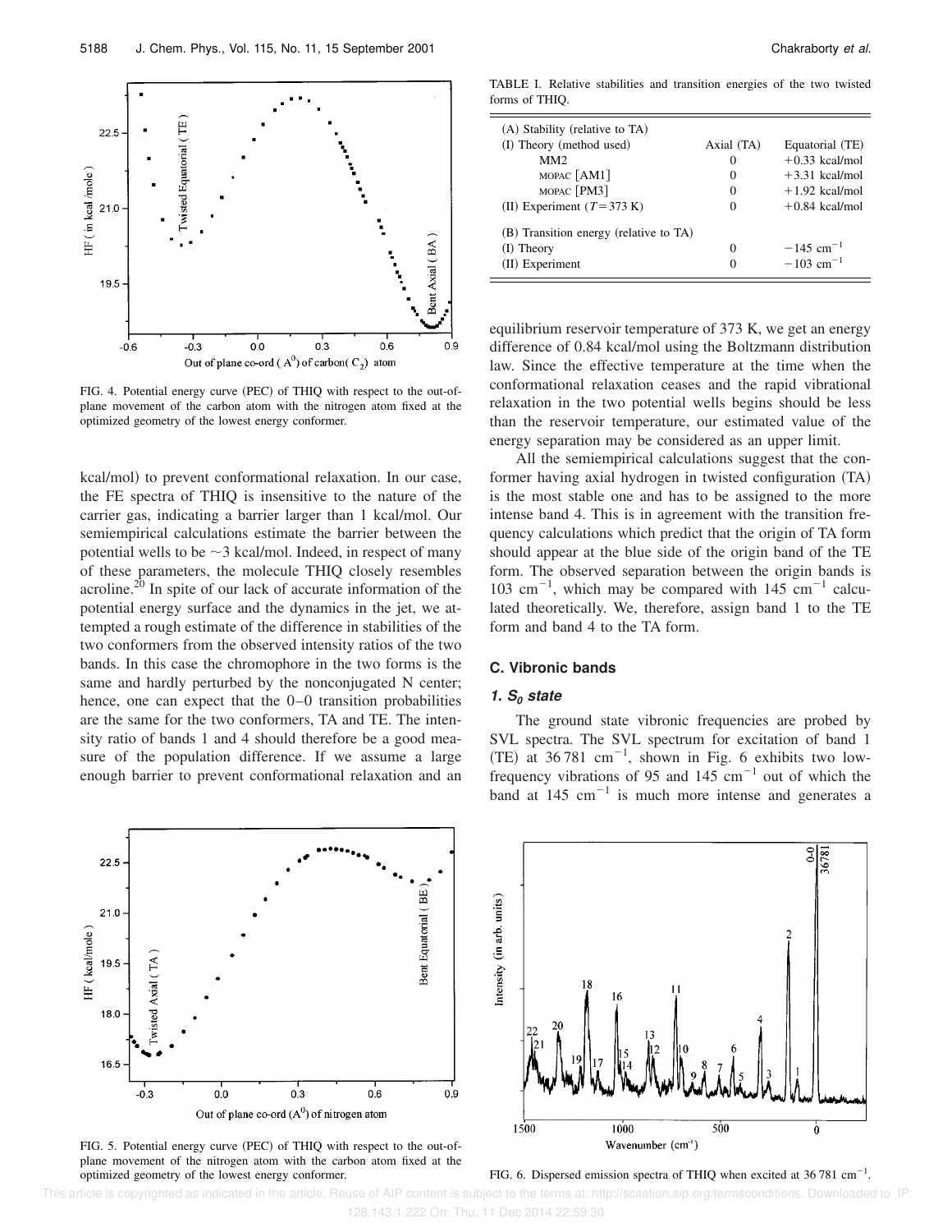FIG. 4. Potential energy curve (PEC) of THIQ with respect to the out-of-plane movement of the carbon atom with the nitrogen atom fixed at the optimized geometry of the lowest energy conformer.

kcal/mol) to prevent conformational relaxation. In our case, the FE spectra of THIQ is insensitive to the nature of the carrier gas, indicating a barrier larger than 1 kcal/mol. Our semiempirical calculations estimate the barrier between the potential wells to be ~3 kcal/mol. Indeed, in respect of many of these parameters, the molecule THIQ closely resembles acroline.[20] In spite of our lack of accurate information of the potential energy surface and the dynamics in the jet, we attempted a rough estimate of the difference in stabilities of the two conformers from the observed intensity ratios of the two bands. In this case the chromophore in the two forms is the same and hardly perturbed by the nonconjugated N center; hence, one can expect that the 0–0 transition probabilities are the same for the two conformers, TA and TE. The intensity ratio of bands 1 and 4 should therefore be a good measure of the population difference. If we assume a large enough barrier to prevent conformational relaxation and an

TABLE I. Relative stabilities and transition energies of the two twisted forms of THIQ.

| (A) Stability (relative to TA) | | |
|---|---|---|
| (I) Theory (method used) | Axial (TA) | Equatorial (TE) |
| MM2 | 0 | +0.33 kcal/mol |
| MOPAC [AM1] | 0 | +3.31 kcal/mol |
| MOPAC [PM3] | 0 | +1.92 kcal/mol |
| (II) Experiment ($T=373$ K) | 0 | +0.84 kcal/mol |
| (B) Transition energy (relative to TA) | | |
| (I) Theory | 0 | $-145$ cm$^{-1}$ |
| (II) Experiment | 0 | $-103$ cm$^{-1}$ |

equilibrium reservoir temperature of 373 K, we get an energy difference of 0.84 kcal/mol using the Boltzmann distribution law. Since the effective temperature at the time when the conformational relaxation ceases and the rapid vibrational relaxation in the two potential wells begins should be less than the reservoir temperature, our estimated value of the energy separation may be considered as an upper limit.

All the semiempirical calculations suggest that the conformer having axial hydrogen in twisted configuration (TA) is the most stable one and has to be assigned to the more intense band 4. This is in agreement with the transition frequency calculations which predict that the origin of TA form should appear at the blue side of the origin band of the TE form. The observed separation between the origin bands is 103 cm$^{-1}$, which may be compared with 145 cm$^{-1}$ calculated theoretically. We, therefore, assign band 1 to the TE form and band 4 to the TA form.

### C. Vibronic bands

#### *1. $S_0$ state*

The ground state vibronic frequencies are probed by SVL spectra. The SVL spectrum for excitation of band 1 (TE) at 36 781 cm$^{-1}$, shown in Fig. 6 exhibits two low-frequency vibrations of 95 and 145 cm$^{-1}$ out of which the band at 145 cm$^{-1}$ is much more intense and generates a

FIG. 5. Potential energy curve (PEC) of THIQ with respect to the out-of-plane movement of the nitrogen atom with the carbon atom fixed at the optimized geometry of the lowest energy conformer.

FIG. 6. Dispersed emission spectra of THIQ when excited at 36 781 cm$^{-1}$.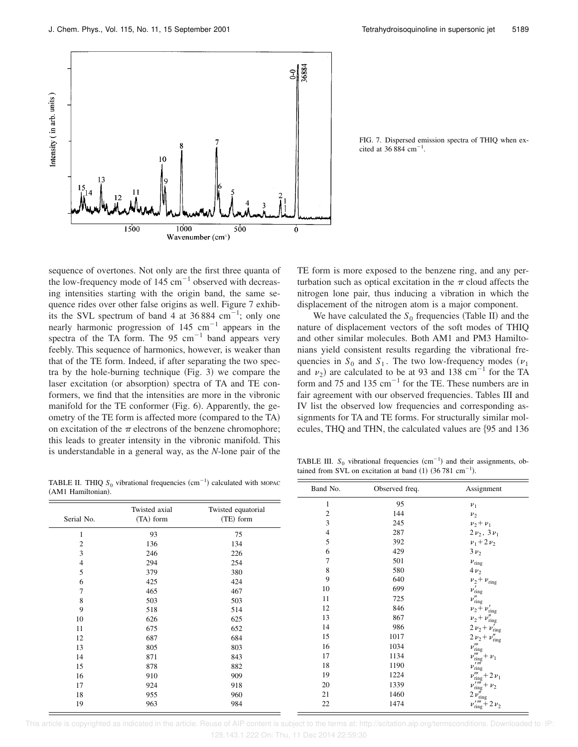FIG. 7. Dispersed emission spectra of THIQ when excited at 36 884 $cm^{-1}$.

sequence of overtones. Not only are the first three quanta of the low-frequency mode of 145 $cm^{-1}$ observed with decreasing intensities starting with the origin band, the same sequence rides over other false origins as well. Figure 7 exhibits the SVL spectrum of band 4 at 36 884 $cm^{-1}$; only one nearly harmonic progression of 145 $cm^{-1}$ appears in the spectra of the TA form. The 95 $cm^{-1}$ band appears very feebly. This sequence of harmonics, however, is weaker than that of the TE form. Indeed, if after separating the two spectra by the hole-burning technique (Fig. 3) we compare the laser excitation (or absorption) spectra of TA and TE conformers, we find that the intensities are more in the vibronic manifold for the TE conformer (Fig. 6). Apparently, the geometry of the TE form is affected more (compared to the TA) on excitation of the $\pi$ electrons of the benzene chromophore; this leads to greater intensity in the vibronic manifold. This is understandable in a general way, as the *N*-lone pair of the TE form is more exposed to the benzene ring, and any perturbation such as optical excitation in the $\pi$ cloud affects the nitrogen lone pair, thus inducing a vibration in which the displacement of the nitrogen atom is a major component.

We have calculated the $S_0$ frequencies (Table II) and the nature of displacement vectors of the soft modes of THIQ and other similar molecules. Both AM1 and PM3 Hamiltonians yield consistent results regarding the vibrational frequencies in $S_0$ and $S_1$. The two low-frequency modes ($\nu_1$ and $\nu_2$) are calculated to be at 93 and 138 $cm^{-1}$ for the TA form and 75 and 135 $cm^{-1}$ for the TE. These numbers are in fair agreement with our observed frequencies. Tables III and IV list the observed low frequencies and corresponding assignments for TA and TE forms. For structurally similar molecules, THQ and THN, the calculated values are {95 and 136

TABLE II. THIQ $S_0$ vibrational frequencies ($cm^{-1}$) calculated with MOPAC (AM1 Hamiltonian).

| Serial No. | Twisted axial (TA) form | Twisted equatorial (TE) form |
|---|---|---|
| 1 | 93 | 75 |
| 2 | 136 | 134 |
| 3 | 246 | 226 |
| 4 | 294 | 254 |
| 5 | 379 | 380 |
| 6 | 425 | 424 |
| 7 | 465 | 467 |
| 8 | 503 | 503 |
| 9 | 518 | 514 |
| 10 | 626 | 625 |
| 11 | 675 | 652 |
| 12 | 687 | 684 |
| 13 | 805 | 803 |
| 14 | 871 | 843 |
| 15 | 878 | 882 |
| 16 | 910 | 909 |
| 17 | 924 | 918 |
| 18 | 955 | 960 |
| 19 | 963 | 984 |

TABLE III. $S_0$ vibrational frequencies ($cm^{-1}$) and their assignments, obtained from SVL on excitation at band (1) (36 781 $cm^{-1}$).

| Band No. | Observed freq. | Assignment |
|---|---|---|
| 1 | 95 | $\nu_1$ |
| 2 | 144 | $\nu_2$ |
| 3 | 245 | $\nu_2+\nu_1$ |
| 4 | 287 | $2\nu_2$, $3\nu_1$ |
| 5 | 392 | $\nu_1+2\nu_2$ |
| 6 | 429 | $3\nu_2$ |
| 7 | 501 | $\nu_{\text{ring}}$ |
| 8 | 580 | $4\nu_2$ |
| 9 | 640 | $\nu_2+\nu_{\text{ring}}$ |
| 10 | 699 | $\nu'_{\text{ring}}$ |
| 11 | 725 | $\nu''_{\text{ring}}$ |
| 12 | 846 | $\nu_2+\nu'_{\text{ring}}$ |
| 13 | 867 | $\nu_2+\nu''_{\text{ring}}$ |
| 14 | 986 | $2\nu_2+\nu'_{\text{ring}}$ |
| 15 | 1017 | $2\nu_2+\nu''_{\text{ring}}$ |
| 16 | 1034 | $\nu'''_{\text{ring}}$ |
| 17 | 1134 | $\nu'''_{\text{ring}}+\nu_1$ |
| 18 | 1190 | $\nu''''_{\text{ring}}$ |
| 19 | 1224 | $\nu'''_{\text{ring}}+2\nu_1$ |
| 20 | 1339 | $\nu''''_{\text{ring}}+\nu_2$ |
| 21 | 1460 | $2\nu''_{\text{ring}}$ |
| 22 | 1474 | $\nu''''_{\text{ring}}+2\nu_2$ |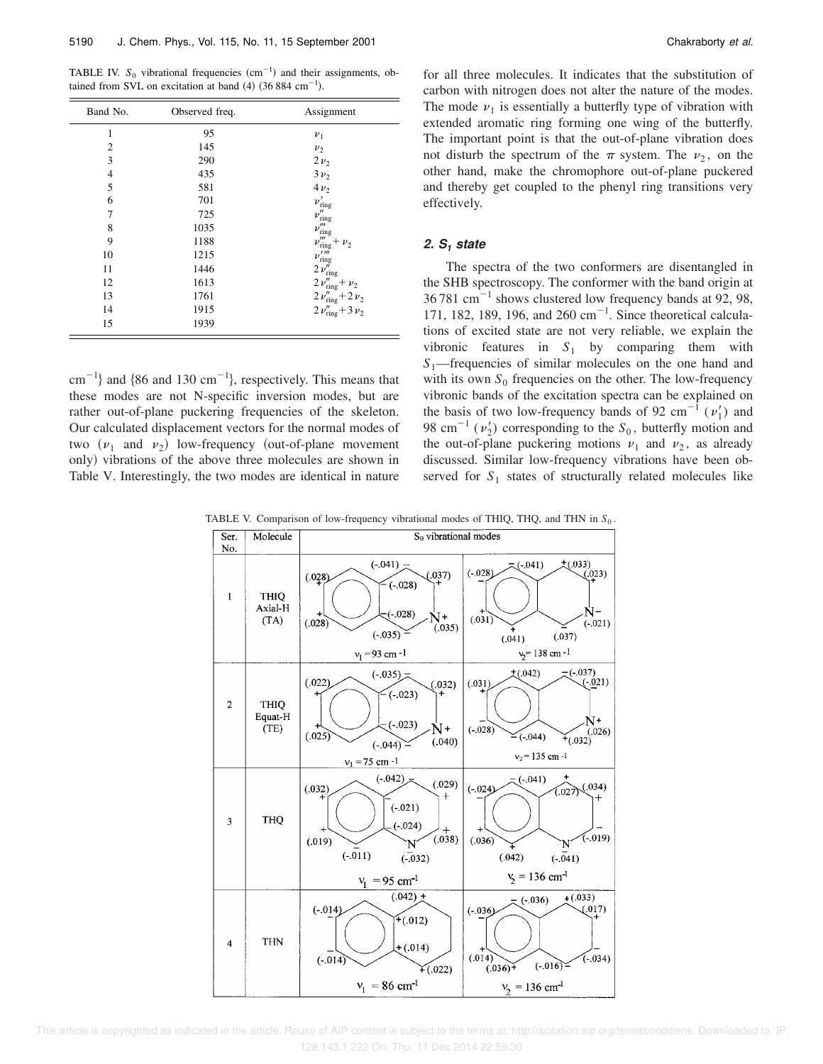TABLE IV. $S_0$ vibrational frequencies ($\text{cm}^{-1}$) and their assignments, obtained from SVL on excitation at band (4) (36 884 $\text{cm}^{-1}$).

| Band No. | Observed freq. | Assignment |
|---|---|---|
| 1 | 95 | $\nu_1$ |
| 2 | 145 | $\nu_2$ |
| 3 | 290 | $2\nu_2$ |
| 4 | 435 | $3\nu_2$ |
| 5 | 581 | $4\nu_2$ |
| 6 | 701 | $\nu'_{\text{ring}}$ |
| 7 | 725 | $\nu''_{\text{ring}}$ |
| 8 | 1035 | $\nu'''_{\text{ring}}$ |
| 9 | 1188 | $\nu'''_{\text{ring}}+\nu_2$ |
| 10 | 1215 | $\nu''''_{\text{ring}}$ |
| 11 | 1446 | $2\nu''_{\text{ring}}$ |
| 12 | 1613 | $2\nu''_{\text{ring}}+\nu_2$ |
| 13 | 1761 | $2\nu''_{\text{ring}}+2\nu_2$ |
| 14 | 1915 | $2\nu''_{\text{ring}}+3\nu_2$ |
| 15 | 1939 | |

$\text{cm}^{-1}$} and {86 and 130 $\text{cm}^{-1}$}, respectively. This means that these modes are not N-specific inversion modes, but are rather out-of-plane puckering frequencies of the skeleton. Our calculated displacement vectors for the normal modes of two ($\nu_1$ and $\nu_2$) low-frequency (out-of-plane movement only) vibrations of the above three molecules are shown in Table V. Interestingly, the two modes are identical in nature for all three molecules. It indicates that the substitution of carbon with nitrogen does not alter the nature of the modes. The mode $\nu_1$ is essentially a butterfly type of vibration with extended aromatic ring forming one wing of the butterfly. The important point is that the out-of-plane vibration does not disturb the spectrum of the $\pi$ system. The $\nu_2$, on the other hand, make the chromophore out-of-plane puckered and thereby get coupled to the phenyl ring transitions very effectively.

### 2. $S_1$ state

The spectra of the two conformers are disentangled in the SHB spectroscopy. The conformer with the band origin at 36 781 $\text{cm}^{-1}$ shows clustered low frequency bands at 92, 98, 171, 182, 189, 196, and 260 $\text{cm}^{-1}$. Since theoretical calculations of excited state are not very reliable, we explain the vibronic features in $S_1$ by comparing them with $S_1$—frequencies of similar molecules on the one hand and with its own $S_0$ frequencies on the other. The low-frequency vibronic bands of the excitation spectra can be explained on the basis of two low-frequency bands of 92 $\text{cm}^{-1}$ ($\nu'_1$) and 98 $\text{cm}^{-1}$ ($\nu'_2$) corresponding to the $S_0$, butterfly motion and the out-of-plane puckering motions $\nu_1$ and $\nu_2$, as already discussed. Similar low-frequency vibrations have been observed for $S_1$ states of structurally related molecules like

TABLE V. Comparison of low-frequency vibrational modes of THIQ, THQ, and THN in $S_0$.

| Ser. No. | Molecule | $S_0$ vibrational modes | |
|---|---|---|---|
| 1 | THIQ Axial-H (TA) | $\nu_1 = 93\ \text{cm}^{-1}$ | $\nu_2 = 138\ \text{cm}^{-1}$ |
| 2 | THIQ Equat-H (TE) | $\nu_1 = 75\ \text{cm}^{-1}$ | $\nu_2 = 135\ \text{cm}^{-1}$ |
| 3 | THQ | $\nu_1 = 95\ \text{cm}^{-1}$ | $\nu_2 = 136\ \text{cm}^{-1}$ |
| 4 | THN | $\nu_1 = 86\ \text{cm}^{-1}$ | $\nu_2 = 136\ \text{cm}^{-1}$ |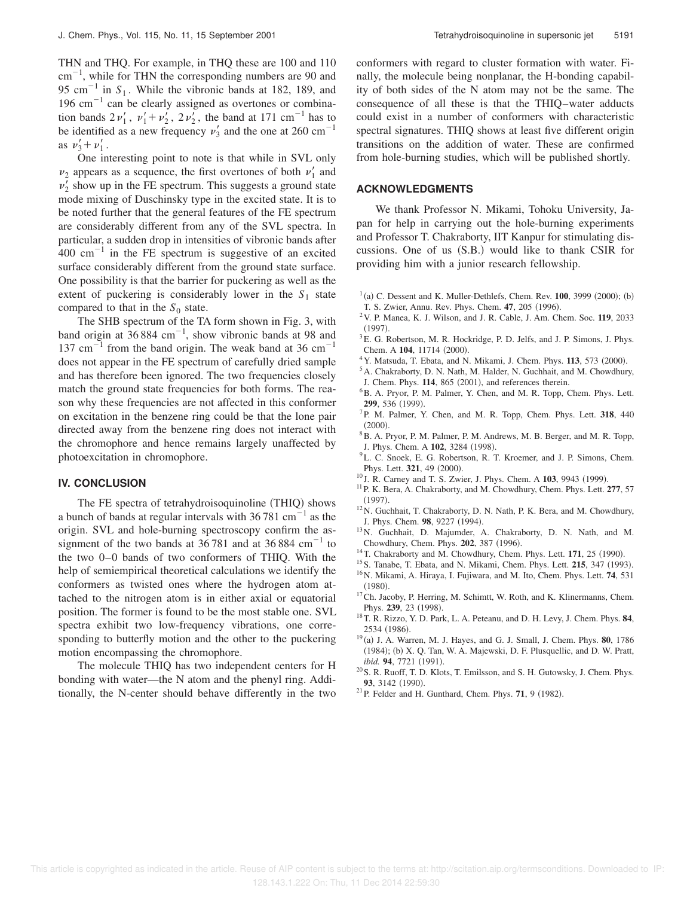THN and THQ. For example, in THQ these are 100 and 110 $cm^{-1}$, while for THN the corresponding numbers are 90 and 95 $cm^{-1}$ in $S_1$. While the vibronic bands at 182, 189, and 196 $cm^{-1}$ can be clearly assigned as overtones or combination bands $2\nu_1'$, $\nu_1'+\nu_2'$, $2\nu_2'$, the band at 171 $cm^{-1}$ has to be identified as a new frequency $\nu_3'$ and the one at 260 $cm^{-1}$ as $\nu_3'+\nu_1'$.

One interesting point to note is that while in SVL only $\nu_2$ appears as a sequence, the first overtones of both $\nu_1'$ and $\nu_2'$ show up in the FE spectrum. This suggests a ground state mode mixing of Duschinsky type in the excited state. It is to be noted further that the general features of the FE spectrum are considerably different from any of the SVL spectra. In particular, a sudden drop in intensities of vibronic bands after 400 $cm^{-1}$ in the FE spectrum is suggestive of an excited surface considerably different from the ground state surface. One possibility is that the barrier for puckering as well as the extent of puckering is considerably lower in the $S_1$ state compared to that in the $S_0$ state.

The SHB spectrum of the TA form shown in Fig. 3, with band origin at 36 884 $cm^{-1}$, show vibronic bands at 98 and 137 $cm^{-1}$ from the band origin. The weak band at 36 $cm^{-1}$ does not appear in the FE spectrum of carefully dried sample and has therefore been ignored. The two frequencies closely match the ground state frequencies for both forms. The reason why these frequencies are not affected in this conformer on excitation in the benzene ring could be that the lone pair directed away from the benzene ring does not interact with the chromophore and hence remains largely unaffected by photoexcitation in chromophore.

## IV. CONCLUSION

The FE spectra of tetrahydroisoquinoline (THIQ) shows a bunch of bands at regular intervals with 36 781 $cm^{-1}$ as the origin. SVL and hole-burning spectroscopy confirm the assignment of the two bands at 36 781 and at 36 884 $cm^{-1}$ to the two 0–0 bands of two conformers of THIQ. With the help of semiempirical theoretical calculations we identify the conformers as twisted ones where the hydrogen atom attached to the nitrogen atom is in either axial or equatorial position. The former is found to be the most stable one. SVL spectra exhibit two low-frequency vibrations, one corresponding to butterfly motion and the other to the puckering motion encompassing the chromophore.

The molecule THIQ has two independent centers for H bonding with water—the N atom and the phenyl ring. Additionally, the N-center should behave differently in the two conformers with regard to cluster formation with water. Finally, the molecule being nonplanar, the H-bonding capability of both sides of the N atom may not be the same. The consequence of all these is that the THIQ–water adducts could exist in a number of conformers with characteristic spectral signatures. THIQ shows at least five different origin transitions on the addition of water. These are confirmed from hole-burning studies, which will be published shortly.

## ACKNOWLEDGMENTS

We thank Professor N. Mikami, Tohoku University, Japan for help in carrying out the hole-burning experiments and Professor T. Chakraborty, IIT Kanpur for stimulating discussions. One of us (S.B.) would like to thank CSIR for providing him with a junior research fellowship.

[1] (a) C. Dessent and K. Muller-Dethlefs, Chem. Rev. **100**, 3999 (2000); (b) T. S. Zwier, Annu. Rev. Phys. Chem. **47**, 205 (1996).
[2] V. P. Manea, K. J. Wilson, and J. R. Cable, J. Am. Chem. Soc. **119**, 2033 (1997).
[3] E. G. Robertson, M. R. Hockridge, P. D. Jelfs, and J. P. Simons, J. Phys. Chem. A **104**, 11714 (2000).
[4] Y. Matsuda, T. Ebata, and N. Mikami, J. Chem. Phys. **113**, 573 (2000).
[5] A. Chakraborty, D. N. Nath, M. Halder, N. Guchhait, and M. Chowdhury, J. Chem. Phys. **114**, 865 (2001), and references therein.
[6] B. A. Pryor, P. M. Palmer, Y. Chen, and M. R. Topp, Chem. Phys. Lett. **299**, 536 (1999).
[7] P. M. Palmer, Y. Chen, and M. R. Topp, Chem. Phys. Lett. **318**, 440 (2000).
[8] B. A. Pryor, P. M. Palmer, P. M. Andrews, M. B. Berger, and M. R. Topp, J. Phys. Chem. A **102**, 3284 (1998).
[9] L. C. Snoek, E. G. Robertson, R. T. Kroemer, and J. P. Simons, Chem. Phys. Lett. **321**, 49 (2000).
[10] J. R. Carney and T. S. Zwier, J. Phys. Chem. A **103**, 9943 (1999).
[11] P. K. Bera, A. Chakraborty, and M. Chowdhury, Chem. Phys. Lett. **277**, 57 (1997).
[12] N. Guchhait, T. Chakraborty, D. N. Nath, P. K. Bera, and M. Chowdhury, J. Phys. Chem. **98**, 9227 (1994).
[13] N. Guchhait, D. Majumder, A. Chakraborty, D. N. Nath, and M. Chowdhury, Chem. Phys. **202**, 387 (1996).
[14] T. Chakraborty and M. Chowdhury, Chem. Phys. Lett. **171**, 25 (1990).
[15] S. Tanabe, T. Ebata, and N. Mikami, Chem. Phys. Lett. **215**, 347 (1993).
[16] N. Mikami, A. Hiraya, I. Fujiwara, and M. Ito, Chem. Phys. Lett. **74**, 531 (1980).
[17] Ch. Jacoby, P. Herring, M. Schimtt, W. Roth, and K. Klinermanns, Chem. Phys. **239**, 23 (1998).
[18] T. R. Rizzo, Y. D. Park, L. A. Peteanu, and D. H. Levy, J. Chem. Phys. **84**, 2534 (1986).
[19] (a) J. A. Warren, M. J. Hayes, and G. J. Small, J. Chem. Phys. **80**, 1786 (1984); (b) X. Q. Tan, W. A. Majewski, D. F. Plusquellic, and D. W. Pratt, *ibid.* **94**, 7721 (1991).
[20] S. R. Ruoff, T. D. Klots, T. Emilsson, and S. H. Gutowsky, J. Chem. Phys. **93**, 3142 (1990).
[21] P. Felder and H. Gunthard, Chem. Phys. **71**, 9 (1982).